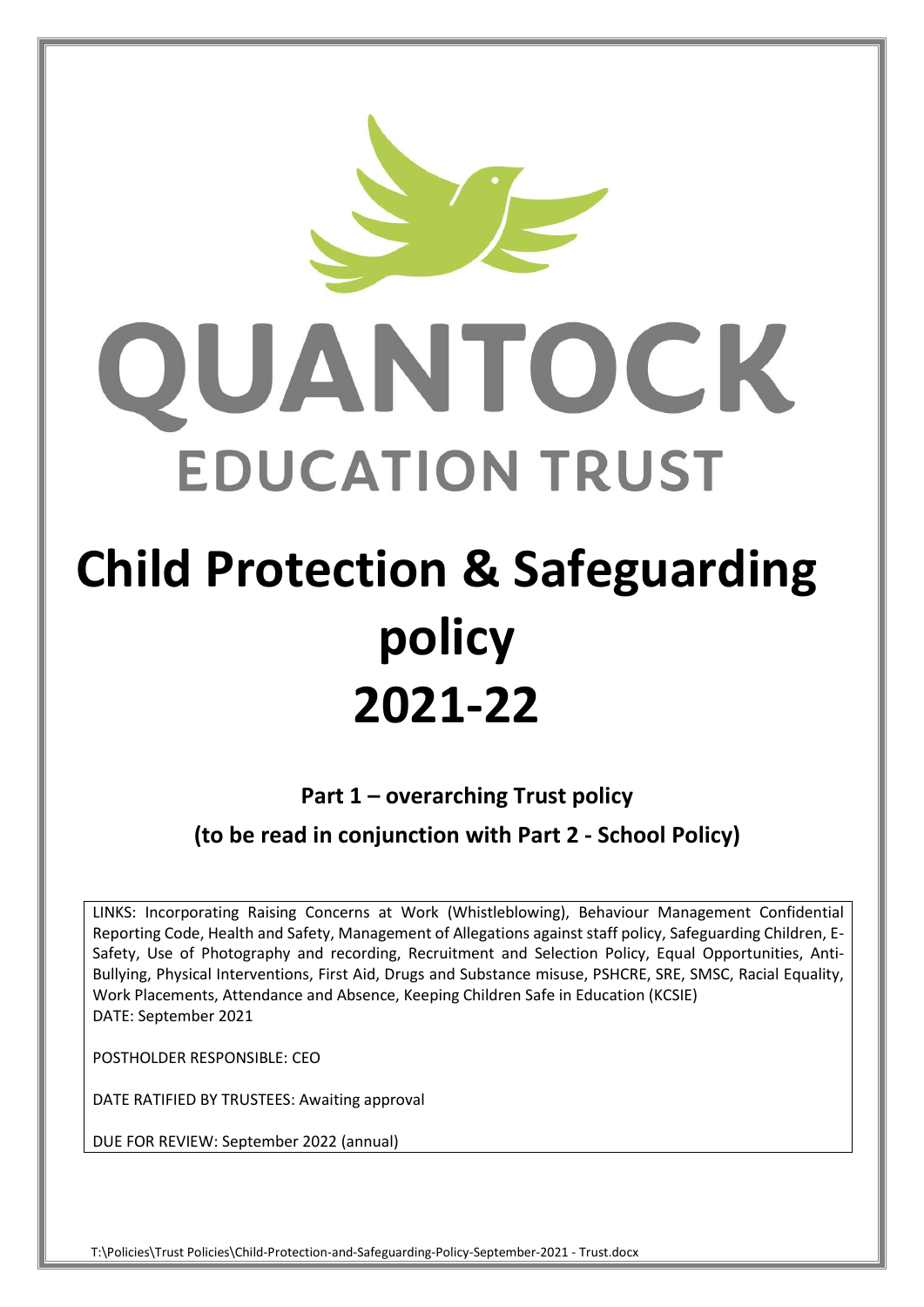# QUANTOCK

## EDUCATION TRUST

# Child Protection & Safeguarding policy 2021-22

**Part 1 – overarching Trust policy**

**(to be read in conjunction with Part 2 - School Policy)**

LINKS: Incorporating Raising Concerns at Work (Whistleblowing), Behaviour Management Confidential Reporting Code, Health and Safety, Management of Allegations against staff policy, Safeguarding Children, E-Safety, Use of Photography and recording, Recruitment and Selection Policy, Equal Opportunities, Anti-Bullying, Physical Interventions, First Aid, Drugs and Substance misuse, PSHCRE, SRE, SMSC, Racial Equality, Work Placements, Attendance and Absence, Keeping Children Safe in Education (KCSIE)

DATE: September 2021

POSTHOLDER RESPONSIBLE: CEO

DATE RATIFIED BY TRUSTEES: Awaiting approval

DUE FOR REVIEW: September 2022 (annual)

T:\Policies\Trust Policies\Child-Protection-and-Safeguarding-Policy-September-2021 - Trust.docx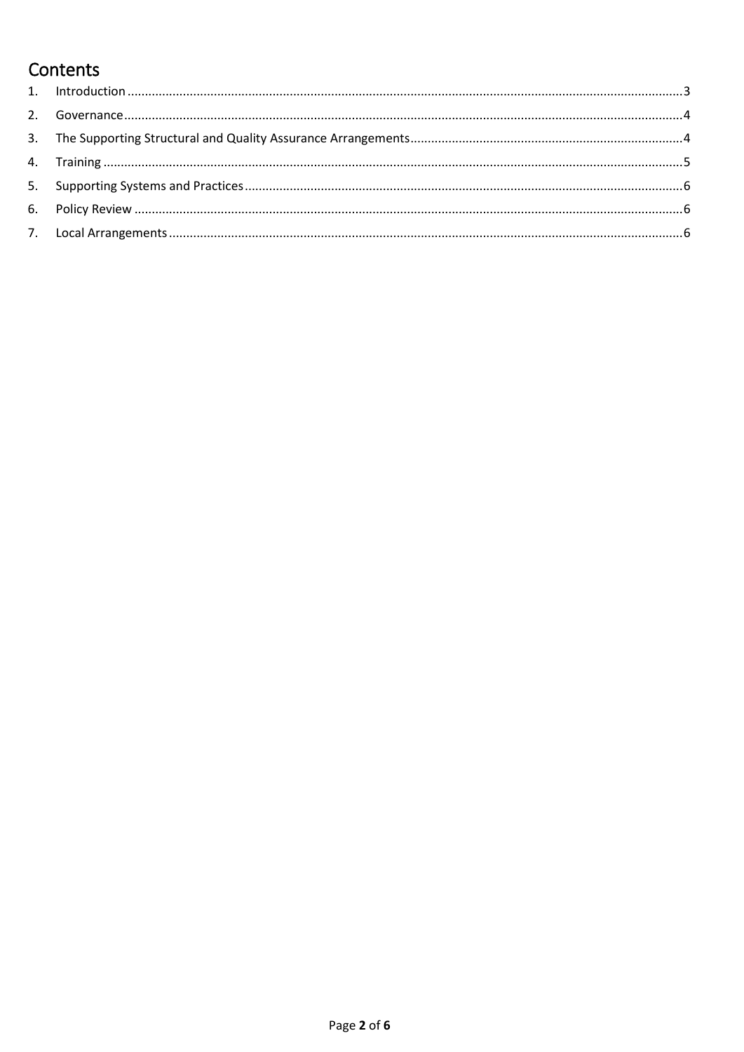# Contents

1. Introduction ... 3
2. Governance ... 4
3. The Supporting Structural and Quality Assurance Arrangements ... 4
4. Training ... 5
5. Supporting Systems and Practices ... 6
6. Policy Review ... 6
7. Local Arrangements ... 6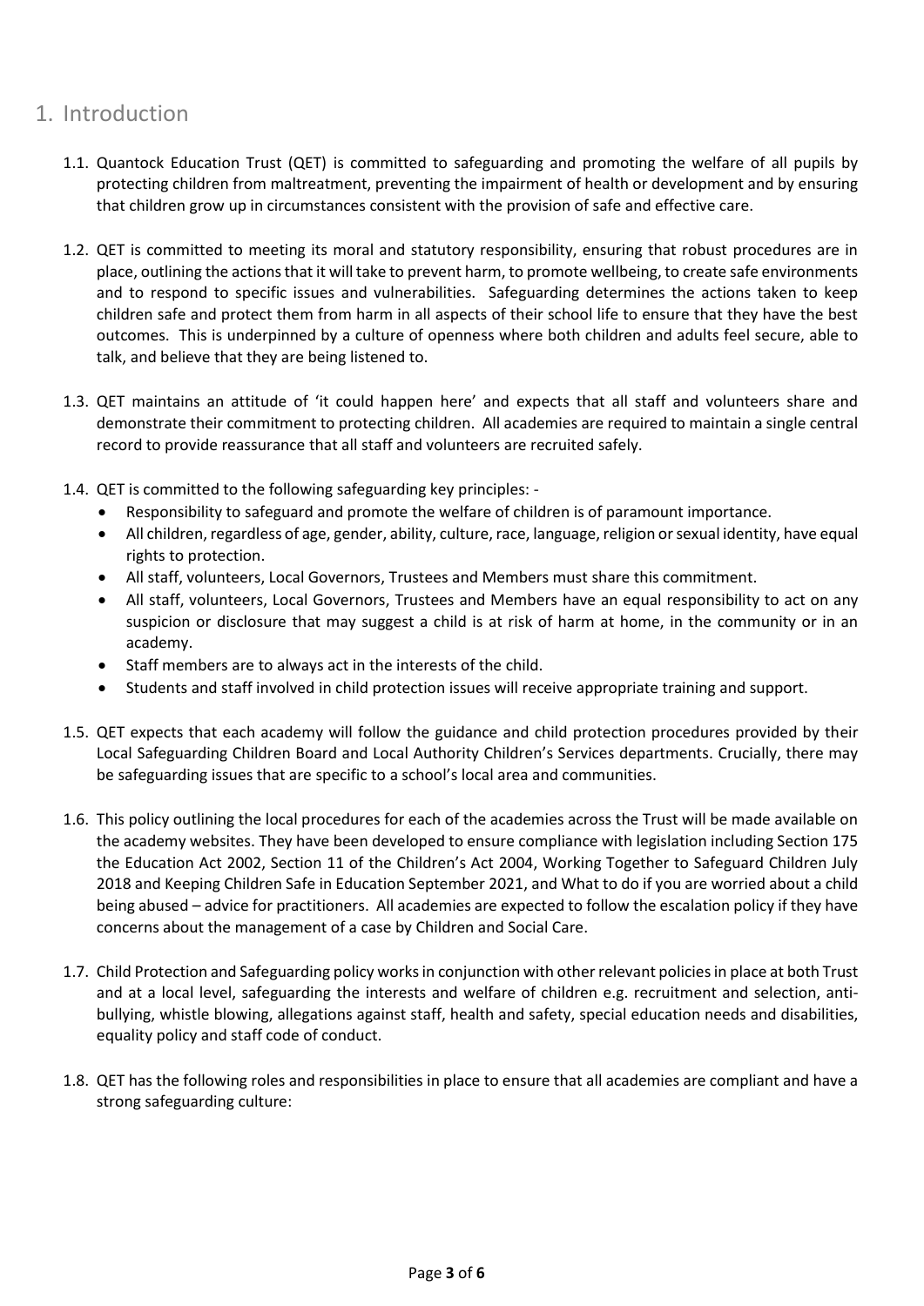# 1. Introduction

1.1. Quantock Education Trust (QET) is committed to safeguarding and promoting the welfare of all pupils by protecting children from maltreatment, preventing the impairment of health or development and by ensuring that children grow up in circumstances consistent with the provision of safe and effective care.

1.2. QET is committed to meeting its moral and statutory responsibility, ensuring that robust procedures are in place, outlining the actions that it will take to prevent harm, to promote wellbeing, to create safe environments and to respond to specific issues and vulnerabilities. Safeguarding determines the actions taken to keep children safe and protect them from harm in all aspects of their school life to ensure that they have the best outcomes. This is underpinned by a culture of openness where both children and adults feel secure, able to talk, and believe that they are being listened to.

1.3. QET maintains an attitude of 'it could happen here' and expects that all staff and volunteers share and demonstrate their commitment to protecting children. All academies are required to maintain a single central record to provide reassurance that all staff and volunteers are recruited safely.

1.4. QET is committed to the following safeguarding key principles: -

- Responsibility to safeguard and promote the welfare of children is of paramount importance.
- All children, regardless of age, gender, ability, culture, race, language, religion or sexual identity, have equal rights to protection.
- All staff, volunteers, Local Governors, Trustees and Members must share this commitment.
- All staff, volunteers, Local Governors, Trustees and Members have an equal responsibility to act on any suspicion or disclosure that may suggest a child is at risk of harm at home, in the community or in an academy.
- Staff members are to always act in the interests of the child.
- Students and staff involved in child protection issues will receive appropriate training and support.

1.5. QET expects that each academy will follow the guidance and child protection procedures provided by their Local Safeguarding Children Board and Local Authority Children's Services departments. Crucially, there may be safeguarding issues that are specific to a school's local area and communities.

1.6. This policy outlining the local procedures for each of the academies across the Trust will be made available on the academy websites. They have been developed to ensure compliance with legislation including Section 175 the Education Act 2002, Section 11 of the Children's Act 2004, Working Together to Safeguard Children July 2018 and Keeping Children Safe in Education September 2021, and What to do if you are worried about a child being abused – advice for practitioners. All academies are expected to follow the escalation policy if they have concerns about the management of a case by Children and Social Care.

1.7. Child Protection and Safeguarding policy works in conjunction with other relevant policies in place at both Trust and at a local level, safeguarding the interests and welfare of children e.g. recruitment and selection, anti-bullying, whistle blowing, allegations against staff, health and safety, special education needs and disabilities, equality policy and staff code of conduct.

1.8. QET has the following roles and responsibilities in place to ensure that all academies are compliant and have a strong safeguarding culture: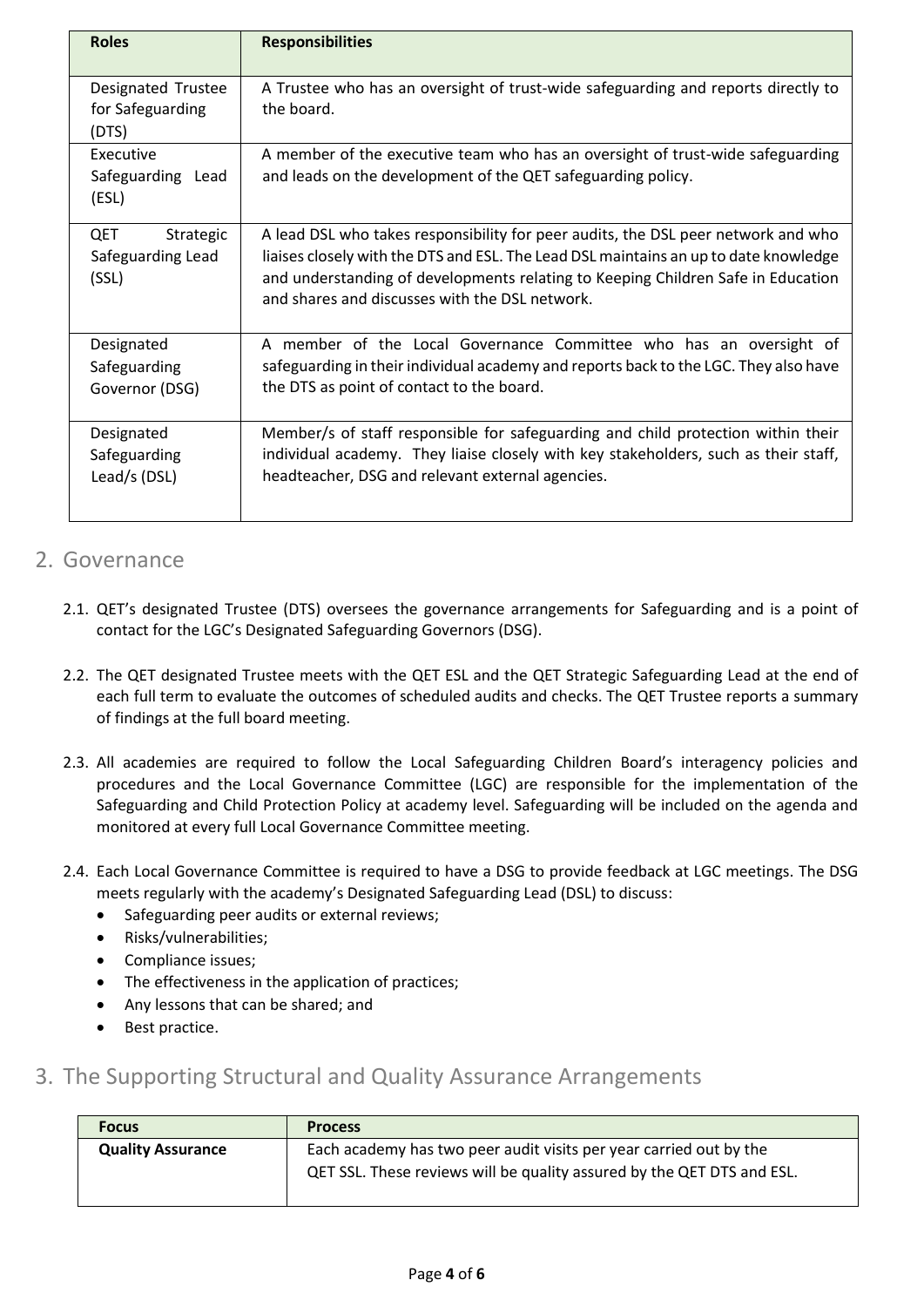| Roles | Responsibilities |
| --- | --- |
| Designated Trustee for Safeguarding (DTS) | A Trustee who has an oversight of trust-wide safeguarding and reports directly to the board. |
| Executive Safeguarding Lead (ESL) | A member of the executive team who has an oversight of trust-wide safeguarding and leads on the development of the QET safeguarding policy. |
| QET Strategic Safeguarding Lead (SSL) | A lead DSL who takes responsibility for peer audits, the DSL peer network and who liaises closely with the DTS and ESL. The Lead DSL maintains an up to date knowledge and understanding of developments relating to Keeping Children Safe in Education and shares and discusses with the DSL network. |
| Designated Safeguarding Governor (DSG) | A member of the Local Governance Committee who has an oversight of safeguarding in their individual academy and reports back to the LGC. They also have the DTS as point of contact to the board. |
| Designated Safeguarding Lead/s (DSL) | Member/s of staff responsible for safeguarding and child protection within their individual academy. They liaise closely with key stakeholders, such as their staff, headteacher, DSG and relevant external agencies. |

## 2. Governance

2.1. QET's designated Trustee (DTS) oversees the governance arrangements for Safeguarding and is a point of contact for the LGC's Designated Safeguarding Governors (DSG).

2.2. The QET designated Trustee meets with the QET ESL and the QET Strategic Safeguarding Lead at the end of each full term to evaluate the outcomes of scheduled audits and checks. The QET Trustee reports a summary of findings at the full board meeting.

2.3. All academies are required to follow the Local Safeguarding Children Board's interagency policies and procedures and the Local Governance Committee (LGC) are responsible for the implementation of the Safeguarding and Child Protection Policy at academy level. Safeguarding will be included on the agenda and monitored at every full Local Governance Committee meeting.

2.4. Each Local Governance Committee is required to have a DSG to provide feedback at LGC meetings. The DSG meets regularly with the academy's Designated Safeguarding Lead (DSL) to discuss:

- Safeguarding peer audits or external reviews;
- Risks/vulnerabilities;
- Compliance issues;
- The effectiveness in the application of practices;
- Any lessons that can be shared; and
- Best practice.

## 3. The Supporting Structural and Quality Assurance Arrangements

| Focus | Process |
| --- | --- |
| **Quality Assurance** | Each academy has two peer audit visits per year carried out by the QET SSL. These reviews will be quality assured by the QET DTS and ESL. |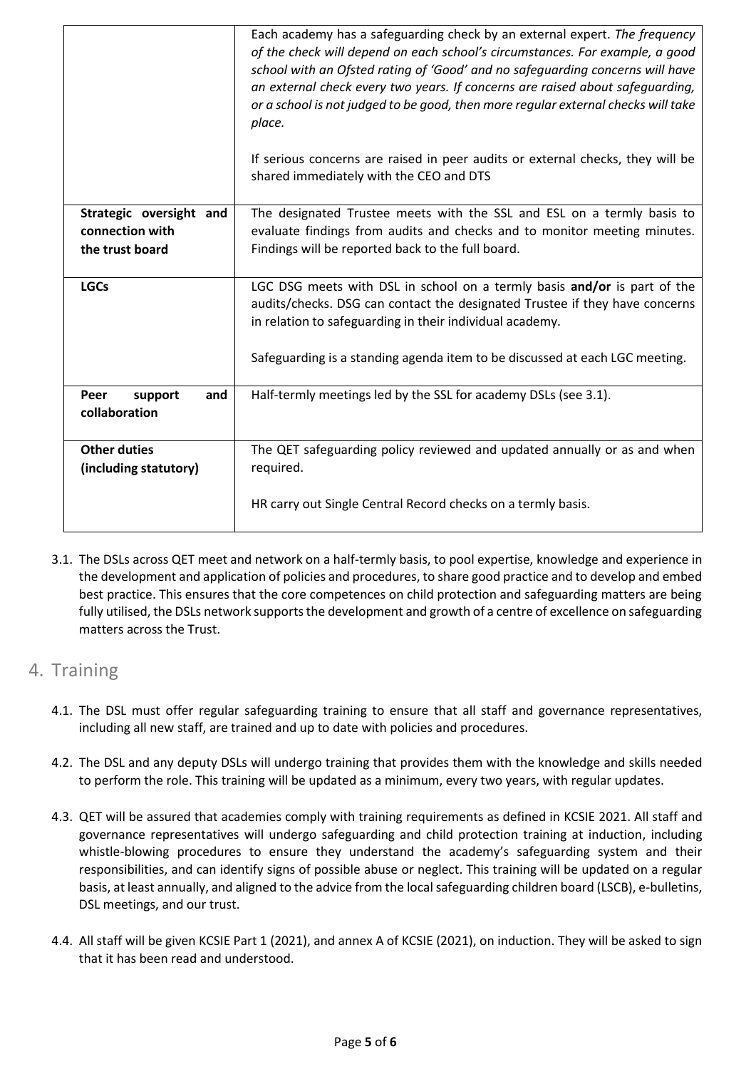| | |
|---|---|
| | Each academy has a safeguarding check by an external expert. *The frequency of the check will depend on each school's circumstances. For example, a good school with an Ofsted rating of 'Good' and no safeguarding concerns will have an external check every two years. If concerns are raised about safeguarding, or a school is not judged to be good, then more regular external checks will take place.*<br><br>If serious concerns are raised in peer audits or external checks, they will be shared immediately with the CEO and DTS |
| **Strategic oversight and connection with the trust board** | The designated Trustee meets with the SSL and ESL on a termly basis to evaluate findings from audits and checks and to monitor meeting minutes. Findings will be reported back to the full board. |
| **LGCs** | LGC DSG meets with DSL in school on a termly basis **and/or** is part of the audits/checks. DSG can contact the designated Trustee if they have concerns in relation to safeguarding in their individual academy.<br><br>Safeguarding is a standing agenda item to be discussed at each LGC meeting. |
| **Peer support and collaboration** | Half-termly meetings led by the SSL for academy DSLs (see 3.1). |
| **Other duties (including statutory)** | The QET safeguarding policy reviewed and updated annually or as and when required.<br><br>HR carry out Single Central Record checks on a termly basis. |

3.1. The DSLs across QET meet and network on a half-termly basis, to pool expertise, knowledge and experience in the development and application of policies and procedures, to share good practice and to develop and embed best practice. This ensures that the core competences on child protection and safeguarding matters are being fully utilised, the DSLs network supports the development and growth of a centre of excellence on safeguarding matters across the Trust.

## 4. Training

4.1. The DSL must offer regular safeguarding training to ensure that all staff and governance representatives, including all new staff, are trained and up to date with policies and procedures.

4.2. The DSL and any deputy DSLs will undergo training that provides them with the knowledge and skills needed to perform the role. This training will be updated as a minimum, every two years, with regular updates.

4.3. QET will be assured that academies comply with training requirements as defined in KCSIE 2021. All staff and governance representatives will undergo safeguarding and child protection training at induction, including whistle-blowing procedures to ensure they understand the academy's safeguarding system and their responsibilities, and can identify signs of possible abuse or neglect. This training will be updated on a regular basis, at least annually, and aligned to the advice from the local safeguarding children board (LSCB), e-bulletins, DSL meetings, and our trust.

4.4. All staff will be given KCSIE Part 1 (2021), and annex A of KCSIE (2021), on induction. They will be asked to sign that it has been read and understood.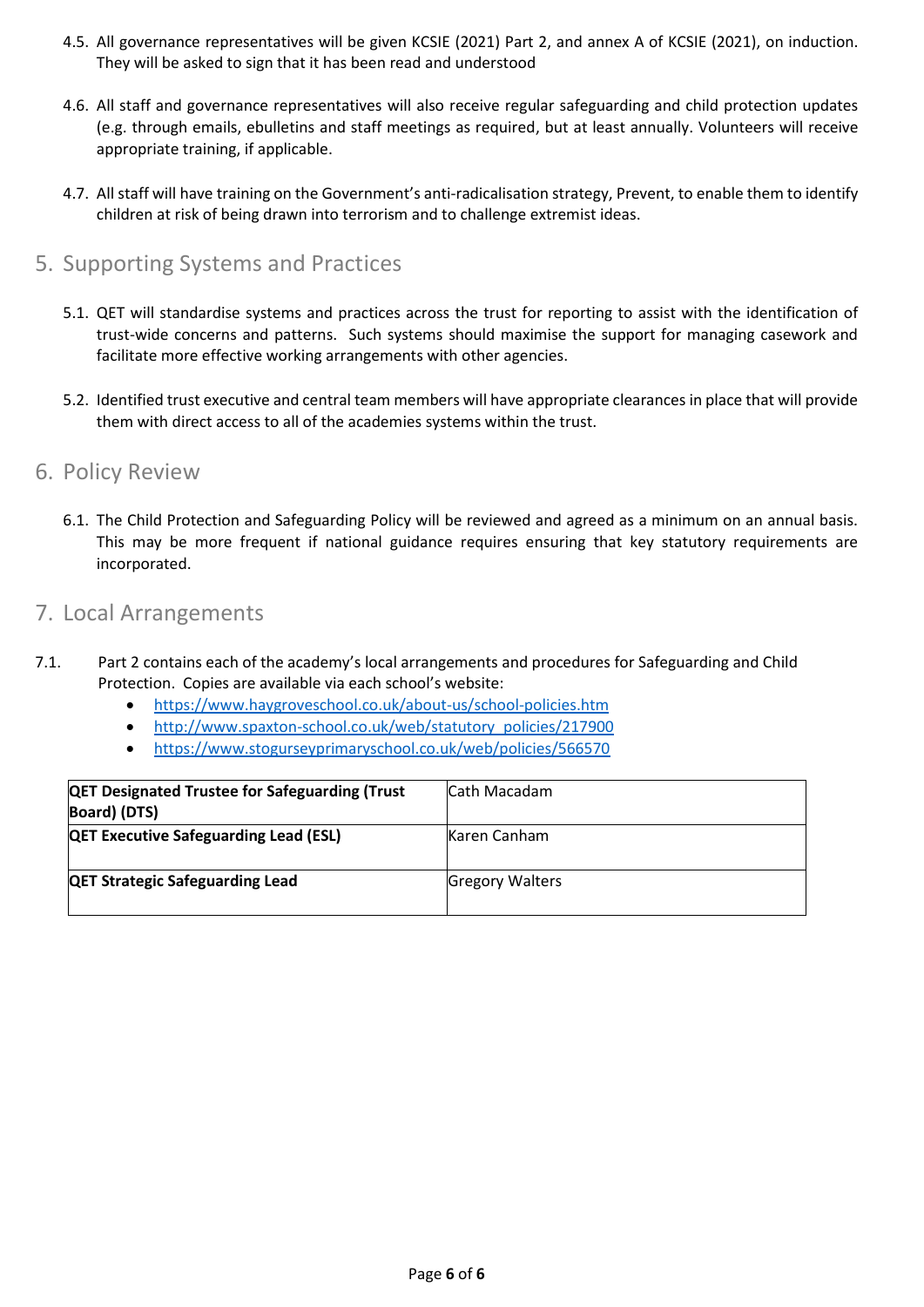4.5. All governance representatives will be given KCSIE (2021) Part 2, and annex A of KCSIE (2021), on induction. They will be asked to sign that it has been read and understood

4.6. All staff and governance representatives will also receive regular safeguarding and child protection updates (e.g. through emails, ebulletins and staff meetings as required, but at least annually. Volunteers will receive appropriate training, if applicable.

4.7. All staff will have training on the Government's anti-radicalisation strategy, Prevent, to enable them to identify children at risk of being drawn into terrorism and to challenge extremist ideas.

## 5. Supporting Systems and Practices

5.1. QET will standardise systems and practices across the trust for reporting to assist with the identification of trust-wide concerns and patterns. Such systems should maximise the support for managing casework and facilitate more effective working arrangements with other agencies.

5.2. Identified trust executive and central team members will have appropriate clearances in place that will provide them with direct access to all of the academies systems within the trust.

## 6. Policy Review

6.1. The Child Protection and Safeguarding Policy will be reviewed and agreed as a minimum on an annual basis. This may be more frequent if national guidance requires ensuring that key statutory requirements are incorporated.

## 7. Local Arrangements

7.1. Part 2 contains each of the academy's local arrangements and procedures for Safeguarding and Child Protection. Copies are available via each school's website:

- https://www.haygroveschool.co.uk/about-us/school-policies.htm
- http://www.spaxton-school.co.uk/web/statutory_policies/217900
- https://www.stogurseyprimaryschool.co.uk/web/policies/566570

| | |
|---|---|
| **QET Designated Trustee for Safeguarding (Trust Board) (DTS)** | Cath Macadam |
| **QET Executive Safeguarding Lead (ESL)** | Karen Canham |
| **QET Strategic Safeguarding Lead** | Gregory Walters |